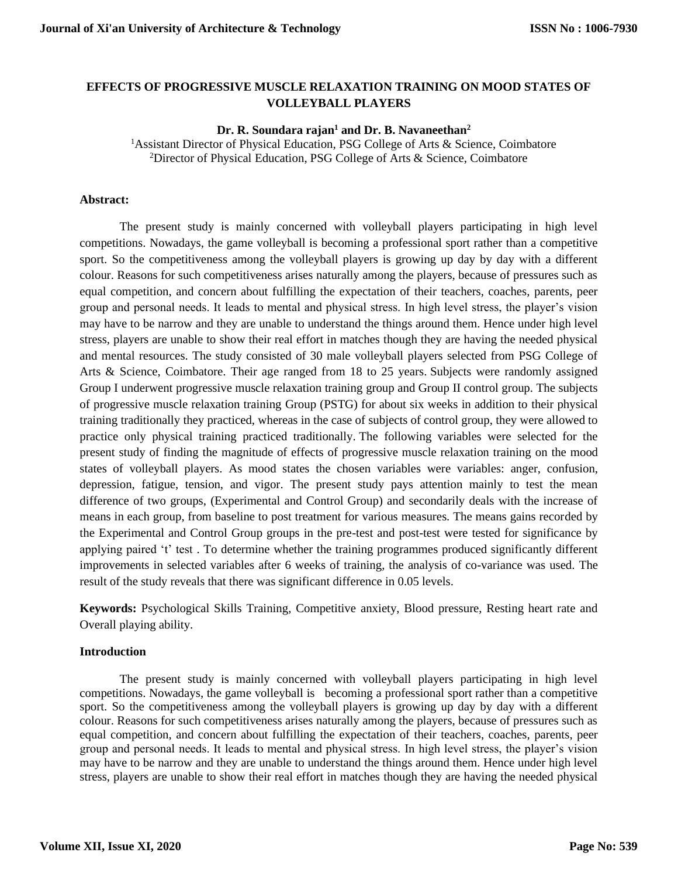# EFFECTS OF PROGRESSIVE MUSCLE RELAXATION TRAINING ON MOOD STATES OF VOLLEYBALL PLAYERS

**Dr. R. Soundara rajan[1] and Dr. B. Navaneethan[2]**

[1]Assistant Director of Physical Education, PSG College of Arts & Science, Coimbatore
[2]Director of Physical Education, PSG College of Arts & Science, Coimbatore

**Abstract:**

The present study is mainly concerned with volleyball players participating in high level competitions. Nowadays, the game volleyball is becoming a professional sport rather than a competitive sport. So the competitiveness among the volleyball players is growing up day by day with a different colour. Reasons for such competitiveness arises naturally among the players, because of pressures such as equal competition, and concern about fulfilling the expectation of their teachers, coaches, parents, peer group and personal needs. It leads to mental and physical stress. In high level stress, the player's vision may have to be narrow and they are unable to understand the things around them. Hence under high level stress, players are unable to show their real effort in matches though they are having the needed physical and mental resources. The study consisted of 30 male volleyball players selected from PSG College of Arts & Science, Coimbatore. Their age ranged from 18 to 25 years. Subjects were randomly assigned Group I underwent progressive muscle relaxation training group and Group II control group. The subjects of progressive muscle relaxation training Group (PSTG) for about six weeks in addition to their physical training traditionally they practiced, whereas in the case of subjects of control group, they were allowed to practice only physical training practiced traditionally. The following variables were selected for the present study of finding the magnitude of effects of progressive muscle relaxation training on the mood states of volleyball players. As mood states the chosen variables were variables: anger, confusion, depression, fatigue, tension, and vigor. The present study pays attention mainly to test the mean difference of two groups, (Experimental and Control Group) and secondarily deals with the increase of means in each group, from baseline to post treatment for various measures. The means gains recorded by the Experimental and Control Group groups in the pre-test and post-test were tested for significance by applying paired 't' test . To determine whether the training programmes produced significantly different improvements in selected variables after 6 weeks of training, the analysis of co-variance was used. The result of the study reveals that there was significant difference in 0.05 levels.

**Keywords:** Psychological Skills Training, Competitive anxiety, Blood pressure, Resting heart rate and Overall playing ability.

## Introduction

The present study is mainly concerned with volleyball players participating in high level competitions. Nowadays, the game volleyball is becoming a professional sport rather than a competitive sport. So the competitiveness among the volleyball players is growing up day by day with a different colour. Reasons for such competitiveness arises naturally among the players, because of pressures such as equal competition, and concern about fulfilling the expectation of their teachers, coaches, parents, peer group and personal needs. It leads to mental and physical stress. In high level stress, the player's vision may have to be narrow and they are unable to understand the things around them. Hence under high level stress, players are unable to show their real effort in matches though they are having the needed physical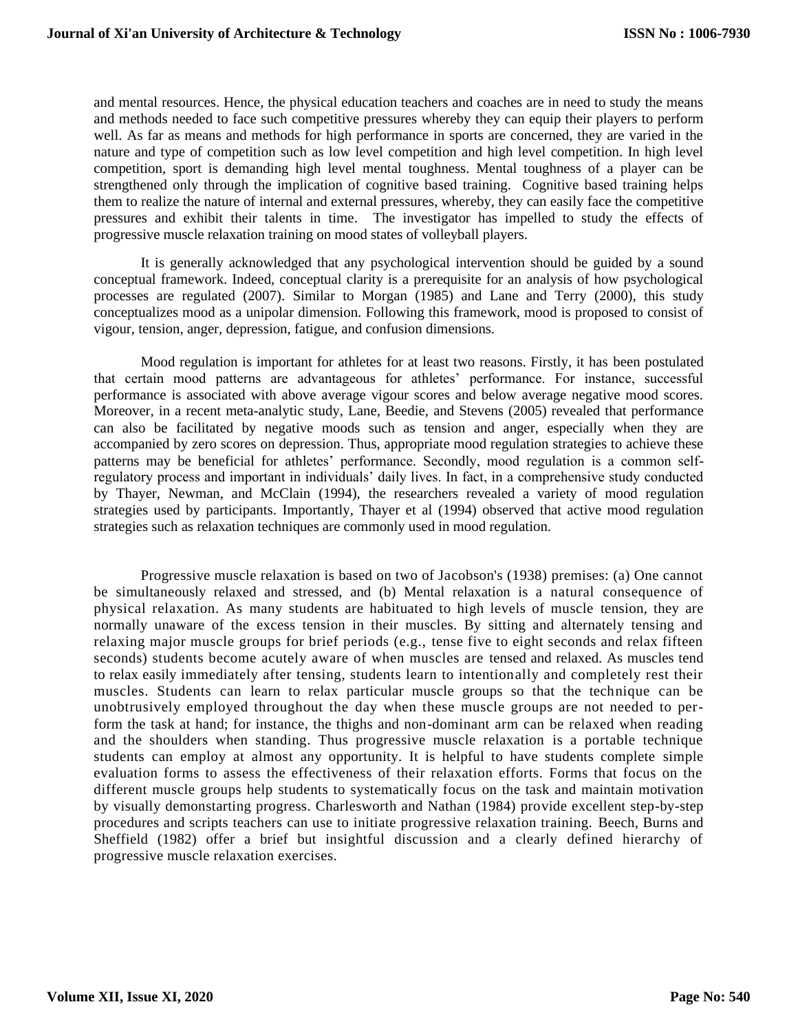and mental resources. Hence, the physical education teachers and coaches are in need to study the means and methods needed to face such competitive pressures whereby they can equip their players to perform well. As far as means and methods for high performance in sports are concerned, they are varied in the nature and type of competition such as low level competition and high level competition. In high level competition, sport is demanding high level mental toughness. Mental toughness of a player can be strengthened only through the implication of cognitive based training. Cognitive based training helps them to realize the nature of internal and external pressures, whereby, they can easily face the competitive pressures and exhibit their talents in time. The investigator has impelled to study the effects of progressive muscle relaxation training on mood states of volleyball players.

It is generally acknowledged that any psychological intervention should be guided by a sound conceptual framework. Indeed, conceptual clarity is a prerequisite for an analysis of how psychological processes are regulated (2007). Similar to Morgan (1985) and Lane and Terry (2000), this study conceptualizes mood as a unipolar dimension. Following this framework, mood is proposed to consist of vigour, tension, anger, depression, fatigue, and confusion dimensions.

Mood regulation is important for athletes for at least two reasons. Firstly, it has been postulated that certain mood patterns are advantageous for athletes' performance. For instance, successful performance is associated with above average vigour scores and below average negative mood scores. Moreover, in a recent meta-analytic study, Lane, Beedie, and Stevens (2005) revealed that performance can also be facilitated by negative moods such as tension and anger, especially when they are accompanied by zero scores on depression. Thus, appropriate mood regulation strategies to achieve these patterns may be beneficial for athletes' performance. Secondly, mood regulation is a common self-regulatory process and important in individuals' daily lives. In fact, in a comprehensive study conducted by Thayer, Newman, and McClain (1994), the researchers revealed a variety of mood regulation strategies used by participants. Importantly, Thayer et al (1994) observed that active mood regulation strategies such as relaxation techniques are commonly used in mood regulation.

Progressive muscle relaxation is based on two of Jacobson's (1938) premises: (a) One cannot be simultaneously relaxed and stressed, and (b) Mental relaxation is a natural consequence of physical relaxation. As many students are habituated to high levels of muscle tension, they are normally unaware of the excess tension in their muscles. By sitting and alternately tensing and relaxing major muscle groups for brief periods (e.g., tense five to eight seconds and relax fifteen seconds) students become acutely aware of when muscles are tensed and relaxed. As muscles tend to relax easily immediately after tensing, students learn to intentionally and completely rest their muscles. Students can learn to relax particular muscle groups so that the technique can be unobtrusively employed throughout the day when these muscle groups are not needed to perform the task at hand; for instance, the thighs and non-dominant arm can be relaxed when reading and the shoulders when standing. Thus progressive muscle relaxation is a portable technique students can employ at almost any opportunity. It is helpful to have students complete simple evaluation forms to assess the effectiveness of their relaxation efforts. Forms that focus on the different muscle groups help students to systematically focus on the task and maintain motivation by visually demonstarting progress. Charlesworth and Nathan (1984) provide excellent step-by-step procedures and scripts teachers can use to initiate progressive relaxation training. Beech, Burns and Sheffield (1982) offer a brief but insightful discussion and a clearly defined hierarchy of progressive muscle relaxation exercises.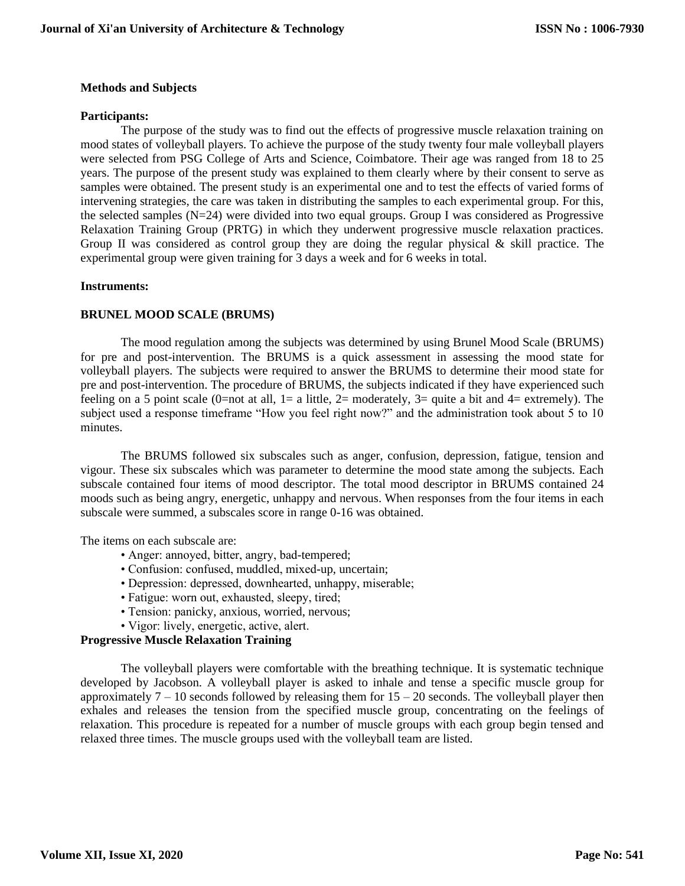## Methods and Subjects

### Participants:

The purpose of the study was to find out the effects of progressive muscle relaxation training on mood states of volleyball players. To achieve the purpose of the study twenty four male volleyball players were selected from PSG College of Arts and Science, Coimbatore. Their age was ranged from 18 to 25 years. The purpose of the present study was explained to them clearly where by their consent to serve as samples were obtained. The present study is an experimental one and to test the effects of varied forms of intervening strategies, the care was taken in distributing the samples to each experimental group. For this, the selected samples (N=24) were divided into two equal groups. Group I was considered as Progressive Relaxation Training Group (PRTG) in which they underwent progressive muscle relaxation practices. Group II was considered as control group they are doing the regular physical & skill practice. The experimental group were given training for 3 days a week and for 6 weeks in total.

### Instruments:

### BRUNEL MOOD SCALE (BRUMS)

The mood regulation among the subjects was determined by using Brunel Mood Scale (BRUMS) for pre and post-intervention. The BRUMS is a quick assessment in assessing the mood state for volleyball players. The subjects were required to answer the BRUMS to determine their mood state for pre and post-intervention. The procedure of BRUMS, the subjects indicated if they have experienced such feeling on a 5 point scale (0=not at all, 1= a little, 2= moderately, 3= quite a bit and 4= extremely). The subject used a response timeframe "How you feel right now?" and the administration took about 5 to 10 minutes.

The BRUMS followed six subscales such as anger, confusion, depression, fatigue, tension and vigour. These six subscales which was parameter to determine the mood state among the subjects. Each subscale contained four items of mood descriptor. The total mood descriptor in BRUMS contained 24 moods such as being angry, energetic, unhappy and nervous. When responses from the four items in each subscale were summed, a subscales score in range 0-16 was obtained.

The items on each subscale are:

- Anger: annoyed, bitter, angry, bad-tempered;
- Confusion: confused, muddled, mixed-up, uncertain;
- Depression: depressed, downhearted, unhappy, miserable;
- Fatigue: worn out, exhausted, sleepy, tired;
- Tension: panicky, anxious, worried, nervous;
- Vigor: lively, energetic, active, alert.

### Progressive Muscle Relaxation Training

The volleyball players were comfortable with the breathing technique. It is systematic technique developed by Jacobson. A volleyball player is asked to inhale and tense a specific muscle group for approximately 7 – 10 seconds followed by releasing them for 15 – 20 seconds. The volleyball player then exhales and releases the tension from the specified muscle group, concentrating on the feelings of relaxation. This procedure is repeated for a number of muscle groups with each group begin tensed and relaxed three times. The muscle groups used with the volleyball team are listed.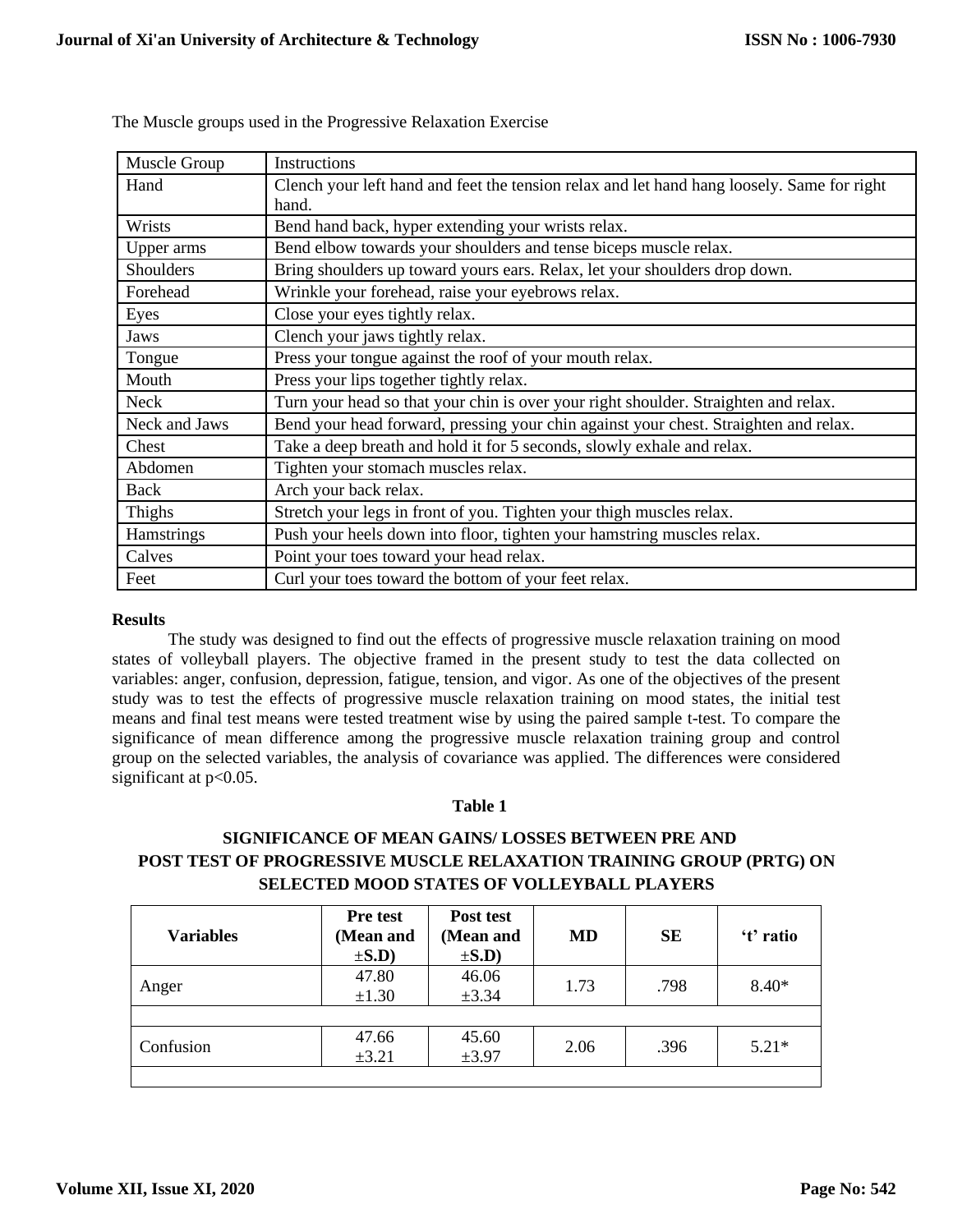The Muscle groups used in the Progressive Relaxation Exercise

| Muscle Group | Instructions |
|---|---|
| Hand | Clench your left hand and feet the tension relax and let hand hang loosely. Same for right hand. |
| Wrists | Bend hand back, hyper extending your wrists relax. |
| Upper arms | Bend elbow towards your shoulders and tense biceps muscle relax. |
| Shoulders | Bring shoulders up toward yours ears. Relax, let your shoulders drop down. |
| Forehead | Wrinkle your forehead, raise your eyebrows relax. |
| Eyes | Close your eyes tightly relax. |
| Jaws | Clench your jaws tightly relax. |
| Tongue | Press your tongue against the roof of your mouth relax. |
| Mouth | Press your lips together tightly relax. |
| Neck | Turn your head so that your chin is over your right shoulder. Straighten and relax. |
| Neck and Jaws | Bend your head forward, pressing your chin against your chest. Straighten and relax. |
| Chest | Take a deep breath and hold it for 5 seconds, slowly exhale and relax. |
| Abdomen | Tighten your stomach muscles relax. |
| Back | Arch your back relax. |
| Thighs | Stretch your legs in front of you. Tighten your thigh muscles relax. |
| Hamstrings | Push your heels down into floor, tighten your hamstring muscles relax. |
| Calves | Point your toes toward your head relax. |
| Feet | Curl your toes toward the bottom of your feet relax. |

**Results**

The study was designed to find out the effects of progressive muscle relaxation training on mood states of volleyball players. The objective framed in the present study to test the data collected on variables: anger, confusion, depression, fatigue, tension, and vigor. As one of the objectives of the present study was to test the effects of progressive muscle relaxation training on mood states, the initial test means and final test means were tested treatment wise by using the paired sample t-test. To compare the significance of mean difference among the progressive muscle relaxation training group and control group on the selected variables, the analysis of covariance was applied. The differences were considered significant at $p<0.05$.

**Table 1**

**SIGNIFICANCE OF MEAN GAINS/ LOSSES BETWEEN PRE AND POST TEST OF PROGRESSIVE MUSCLE RELAXATION TRAINING GROUP (PRTG) ON SELECTED MOOD STATES OF VOLLEYBALL PLAYERS**

| Variables | Pre test (Mean and ±S.D) | Post test (Mean and ±S.D) | MD | SE | 't' ratio |
|---|---|---|---|---|---|
| Anger | 47.80 ±1.30 | 46.06 ±3.34 | 1.73 | .798 | 8.40* |
| Confusion | 47.66 ±3.21 | 45.60 ±3.97 | 2.06 | .396 | 5.21* |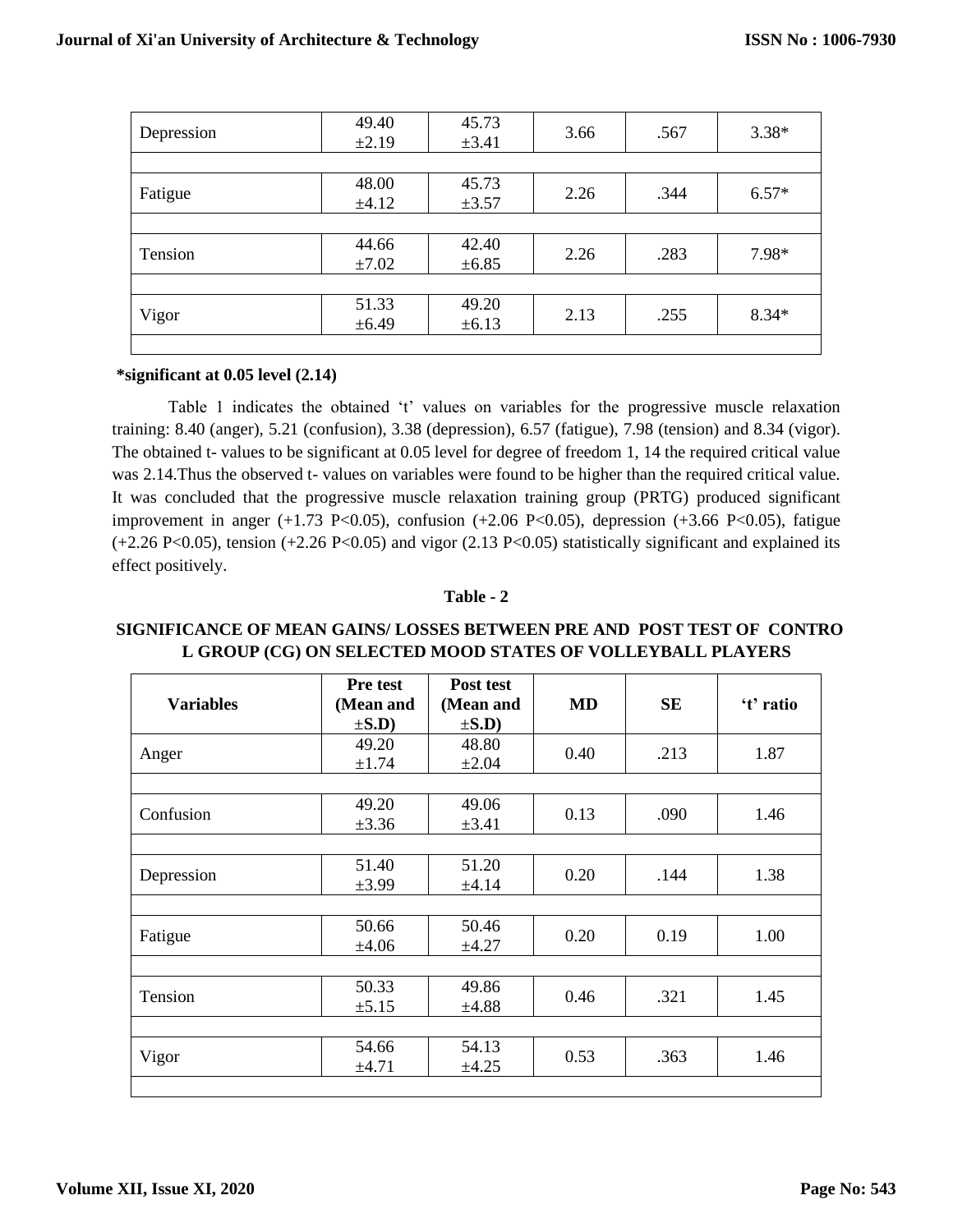| Depression | 49.40 ±2.19 | 45.73 ±3.41 | 3.66 | .567 | 3.38* |
|---|---|---|---|---|---|
| Fatigue | 48.00 ±4.12 | 45.73 ±3.57 | 2.26 | .344 | 6.57* |
| Tension | 44.66 ±7.02 | 42.40 ±6.85 | 2.26 | .283 | 7.98* |
| Vigor | 51.33 ±6.49 | 49.20 ±6.13 | 2.13 | .255 | 8.34* |

**\*significant at 0.05 level (2.14)**

Table 1 indicates the obtained 't' values on variables for the progressive muscle relaxation training: 8.40 (anger), 5.21 (confusion), 3.38 (depression), 6.57 (fatigue), 7.98 (tension) and 8.34 (vigor). The obtained t- values to be significant at 0.05 level for degree of freedom 1, 14 the required critical value was 2.14.Thus the observed t- values on variables were found to be higher than the required critical value. It was concluded that the progressive muscle relaxation training group (PRTG) produced significant improvement in anger (+1.73 $P<0.05$), confusion (+2.06 $P<0.05$), depression (+3.66 $P<0.05$), fatigue (+2.26 $P<0.05$), tension (+2.26 $P<0.05$) and vigor (2.13 $P<0.05$) statistically significant and explained its effect positively.

**Table - 2**

**SIGNIFICANCE OF MEAN GAINS/ LOSSES BETWEEN PRE AND POST TEST OF CONTRO L GROUP (CG) ON SELECTED MOOD STATES OF VOLLEYBALL PLAYERS**

| Variables | Pre test (Mean and ±S.D) | Post test (Mean and ±S.D) | MD | SE | 't' ratio |
|---|---|---|---|---|---|
| Anger | 49.20 ±1.74 | 48.80 ±2.04 | 0.40 | .213 | 1.87 |
| Confusion | 49.20 ±3.36 | 49.06 ±3.41 | 0.13 | .090 | 1.46 |
| Depression | 51.40 ±3.99 | 51.20 ±4.14 | 0.20 | .144 | 1.38 |
| Fatigue | 50.66 ±4.06 | 50.46 ±4.27 | 0.20 | 0.19 | 1.00 |
| Tension | 50.33 ±5.15 | 49.86 ±4.88 | 0.46 | .321 | 1.45 |
| Vigor | 54.66 ±4.71 | 54.13 ±4.25 | 0.53 | .363 | 1.46 |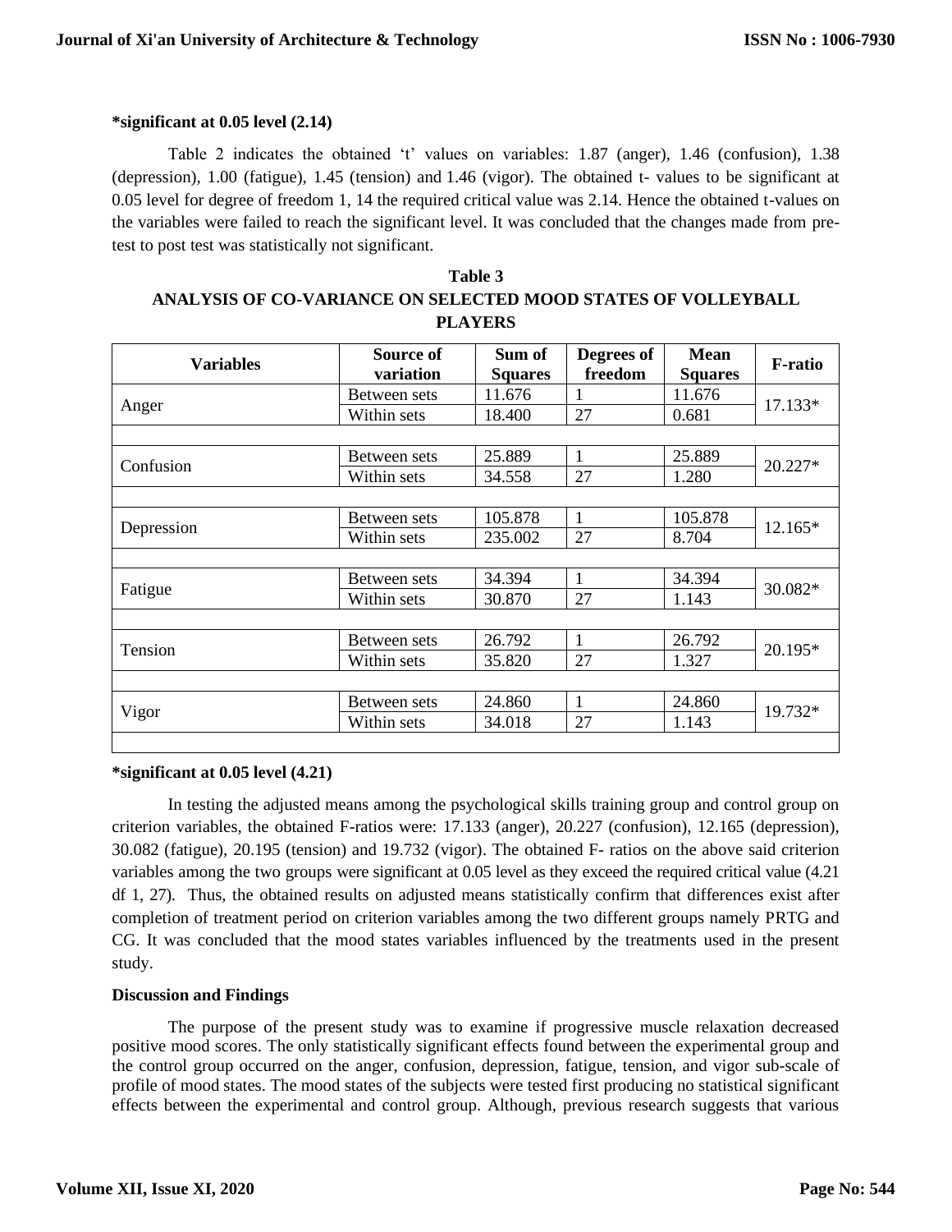**\*significant at 0.05 level (2.14)**

Table 2 indicates the obtained 't' values on variables: 1.87 (anger), 1.46 (confusion), 1.38 (depression), 1.00 (fatigue), 1.45 (tension) and 1.46 (vigor). The obtained t- values to be significant at 0.05 level for degree of freedom 1, 14 the required critical value was 2.14. Hence the obtained t-values on the variables were failed to reach the significant level. It was concluded that the changes made from pre-test to post test was statistically not significant.

**Table 3**
**ANALYSIS OF CO-VARIANCE ON SELECTED MOOD STATES OF VOLLEYBALL PLAYERS**

| Variables | Source of variation | Sum of Squares | Degrees of freedom | Mean Squares | F-ratio |
|---|---|---|---|---|---|
| Anger | Between sets | 11.676 | 1 | 11.676 | 17.133* |
| | Within sets | 18.400 | 27 | 0.681 | |
| Confusion | Between sets | 25.889 | 1 | 25.889 | 20.227* |
| | Within sets | 34.558 | 27 | 1.280 | |
| Depression | Between sets | 105.878 | 1 | 105.878 | 12.165* |
| | Within sets | 235.002 | 27 | 8.704 | |
| Fatigue | Between sets | 34.394 | 1 | 34.394 | 30.082* |
| | Within sets | 30.870 | 27 | 1.143 | |
| Tension | Between sets | 26.792 | 1 | 26.792 | 20.195* |
| | Within sets | 35.820 | 27 | 1.327 | |
| Vigor | Between sets | 24.860 | 1 | 24.860 | 19.732* |
| | Within sets | 34.018 | 27 | 1.143 | |

**\*significant at 0.05 level (4.21)**

In testing the adjusted means among the psychological skills training group and control group on criterion variables, the obtained F-ratios were: 17.133 (anger), 20.227 (confusion), 12.165 (depression), 30.082 (fatigue), 20.195 (tension) and 19.732 (vigor). The obtained F- ratios on the above said criterion variables among the two groups were significant at 0.05 level as they exceed the required critical value (4.21 df 1, 27). Thus, the obtained results on adjusted means statistically confirm that differences exist after completion of treatment period on criterion variables among the two different groups namely PRTG and CG. It was concluded that the mood states variables influenced by the treatments used in the present study.

**Discussion and Findings**

The purpose of the present study was to examine if progressive muscle relaxation decreased positive mood scores. The only statistically significant effects found between the experimental group and the control group occurred on the anger, confusion, depression, fatigue, tension, and vigor sub-scale of profile of mood states. The mood states of the subjects were tested first producing no statistical significant effects between the experimental and control group. Although, previous research suggests that various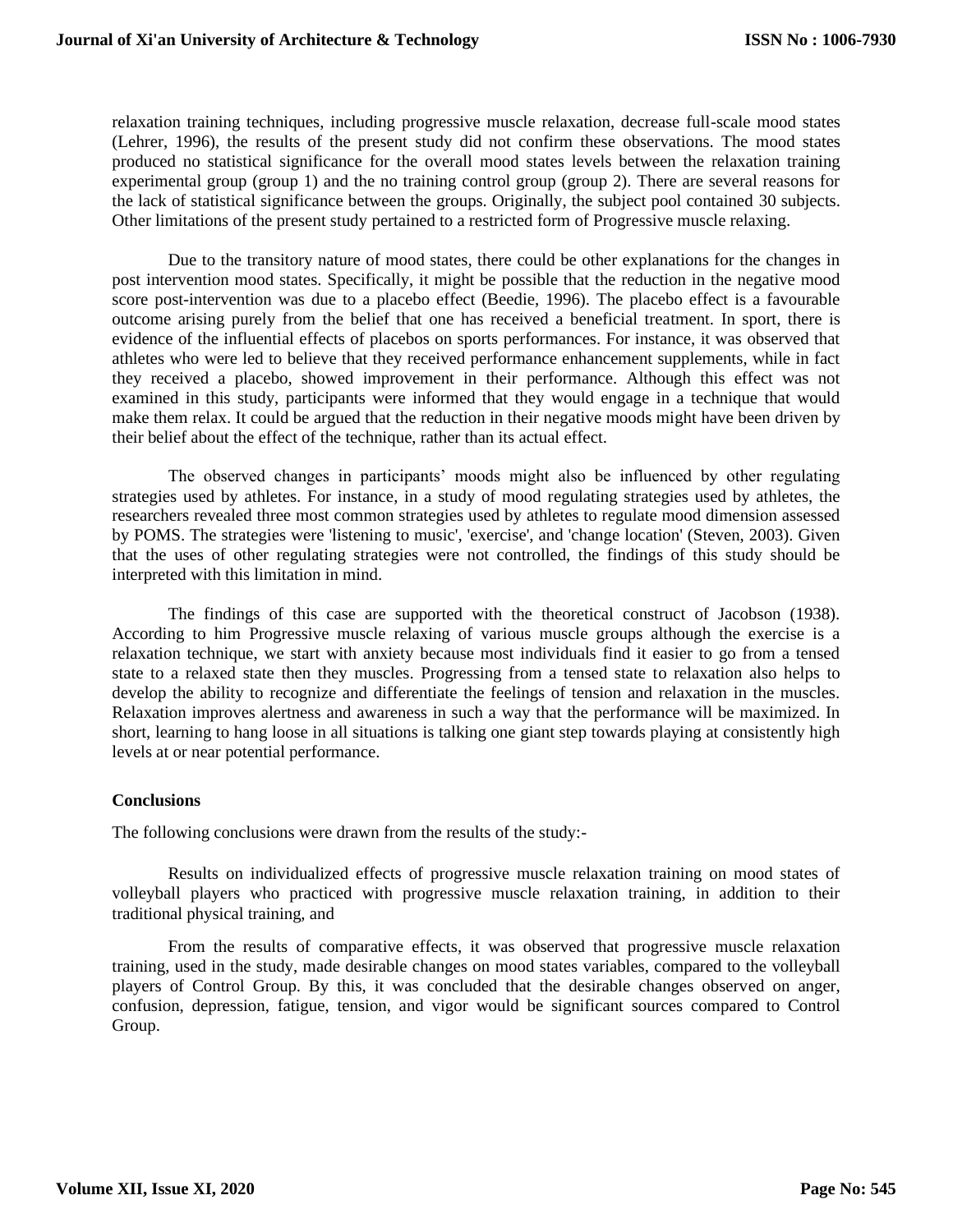relaxation training techniques, including progressive muscle relaxation, decrease full-scale mood states (Lehrer, 1996), the results of the present study did not confirm these observations. The mood states produced no statistical significance for the overall mood states levels between the relaxation training experimental group (group 1) and the no training control group (group 2). There are several reasons for the lack of statistical significance between the groups. Originally, the subject pool contained 30 subjects. Other limitations of the present study pertained to a restricted form of Progressive muscle relaxing.

Due to the transitory nature of mood states, there could be other explanations for the changes in post intervention mood states. Specifically, it might be possible that the reduction in the negative mood score post-intervention was due to a placebo effect (Beedie, 1996). The placebo effect is a favourable outcome arising purely from the belief that one has received a beneficial treatment. In sport, there is evidence of the influential effects of placebos on sports performances. For instance, it was observed that athletes who were led to believe that they received performance enhancement supplements, while in fact they received a placebo, showed improvement in their performance. Although this effect was not examined in this study, participants were informed that they would engage in a technique that would make them relax. It could be argued that the reduction in their negative moods might have been driven by their belief about the effect of the technique, rather than its actual effect.

The observed changes in participants' moods might also be influenced by other regulating strategies used by athletes. For instance, in a study of mood regulating strategies used by athletes, the researchers revealed three most common strategies used by athletes to regulate mood dimension assessed by POMS. The strategies were 'listening to music', 'exercise', and 'change location' (Steven, 2003). Given that the uses of other regulating strategies were not controlled, the findings of this study should be interpreted with this limitation in mind.

The findings of this case are supported with the theoretical construct of Jacobson (1938). According to him Progressive muscle relaxing of various muscle groups although the exercise is a relaxation technique, we start with anxiety because most individuals find it easier to go from a tensed state to a relaxed state then they muscles. Progressing from a tensed state to relaxation also helps to develop the ability to recognize and differentiate the feelings of tension and relaxation in the muscles. Relaxation improves alertness and awareness in such a way that the performance will be maximized. In short, learning to hang loose in all situations is talking one giant step towards playing at consistently high levels at or near potential performance.

## Conclusions

The following conclusions were drawn from the results of the study:-

Results on individualized effects of progressive muscle relaxation training on mood states of volleyball players who practiced with progressive muscle relaxation training, in addition to their traditional physical training, and

From the results of comparative effects, it was observed that progressive muscle relaxation training, used in the study, made desirable changes on mood states variables, compared to the volleyball players of Control Group. By this, it was concluded that the desirable changes observed on anger, confusion, depression, fatigue, tension, and vigor would be significant sources compared to Control Group.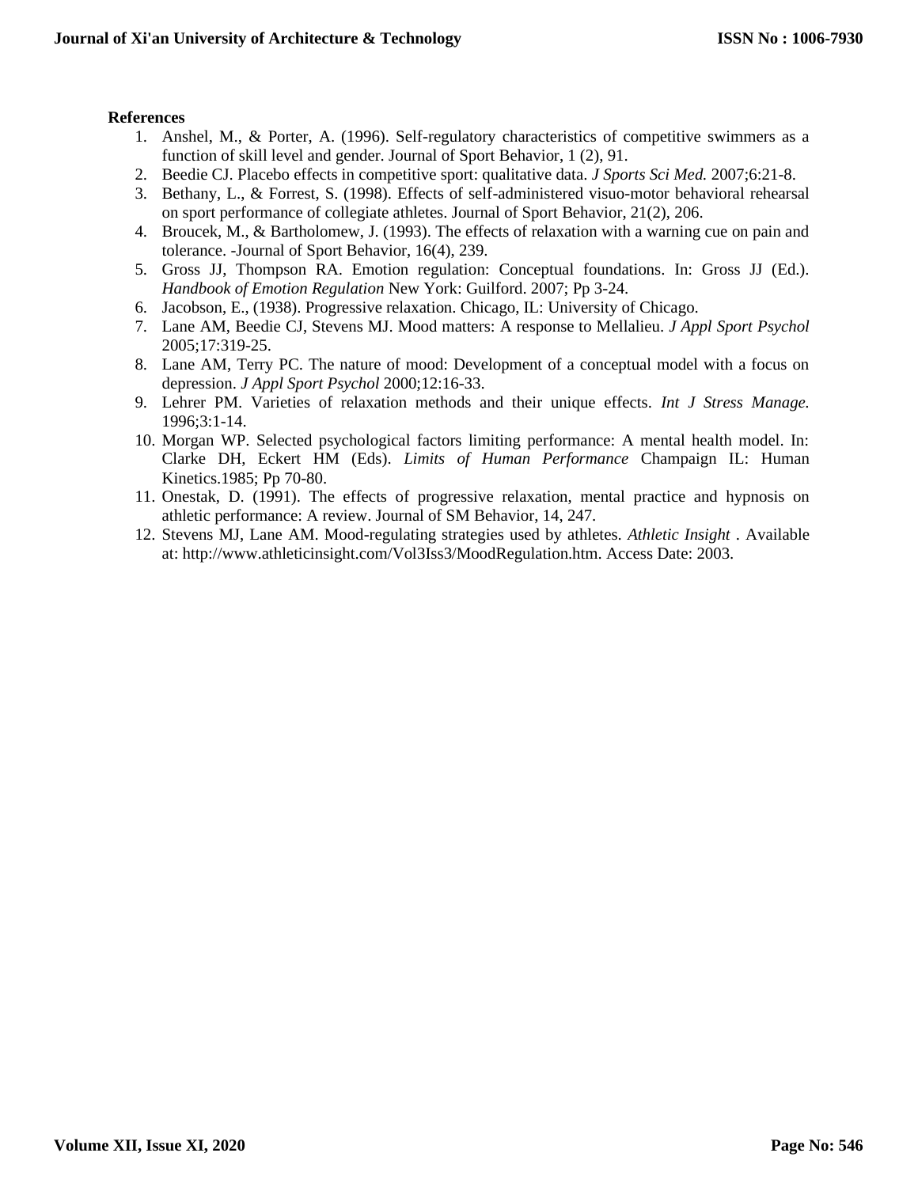**References**

1. Anshel, M., & Porter, A. (1996). Self-regulatory characteristics of competitive swimmers as a function of skill level and gender. Journal of Sport Behavior, 1 (2), 91.
2. Beedie CJ. Placebo effects in competitive sport: qualitative data. *J Sports Sci Med.* 2007;6:21-8.
3. Bethany, L., & Forrest, S. (1998). Effects of self-administered visuo-motor behavioral rehearsal on sport performance of collegiate athletes. Journal of Sport Behavior, 21(2), 206.
4. Broucek, M., & Bartholomew, J. (1993). The effects of relaxation with a warning cue on pain and tolerance. -Journal of Sport Behavior, 16(4), 239.
5. Gross JJ, Thompson RA. Emotion regulation: Conceptual foundations. In: Gross JJ (Ed.). *Handbook of Emotion Regulation* New York: Guilford. 2007; Pp 3-24.
6. Jacobson, E., (1938). Progressive relaxation. Chicago, IL: University of Chicago.
7. Lane AM, Beedie CJ, Stevens MJ. Mood matters: A response to Mellalieu. *J Appl Sport Psychol* 2005;17:319-25.
8. Lane AM, Terry PC. The nature of mood: Development of a conceptual model with a focus on depression. *J Appl Sport Psychol* 2000;12:16-33.
9. Lehrer PM. Varieties of relaxation methods and their unique effects. *Int J Stress Manage.* 1996;3:1-14.
10. Morgan WP. Selected psychological factors limiting performance: A mental health model. In: Clarke DH, Eckert HM (Eds). *Limits of Human Performance* Champaign IL: Human Kinetics.1985; Pp 70-80.
11. Onestak, D. (1991). The effects of progressive relaxation, mental practice and hypnosis on athletic performance: A review. Journal of SM Behavior, 14, 247.
12. Stevens MJ, Lane AM. Mood-regulating strategies used by athletes. *Athletic Insight* . Available at: http://www.athleticinsight.com/Vol3Iss3/MoodRegulation.htm. Access Date: 2003.